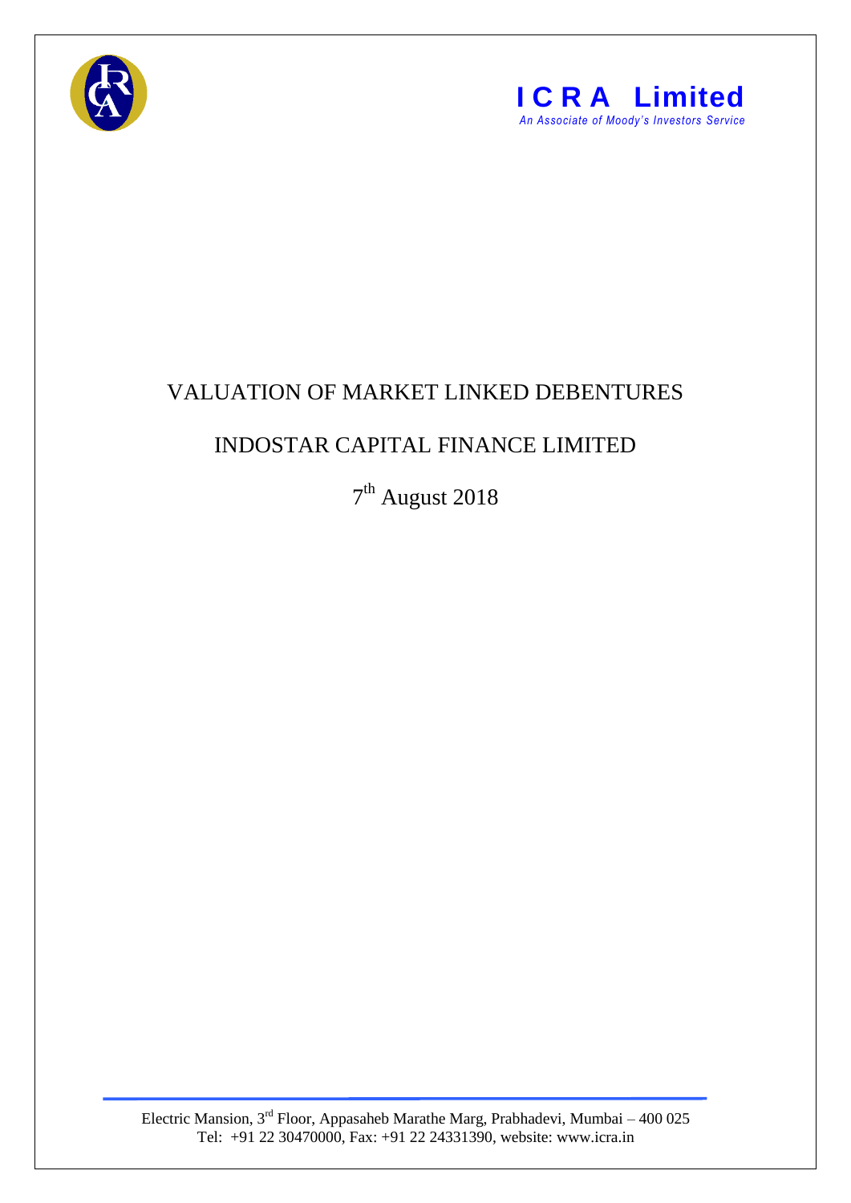**I C R A Limited**
*An Associate of Moody's Investors Service*

# VALUATION OF MARKET LINKED DEBENTURES

## INDOSTAR CAPITAL FINANCE LIMITED

7th August 2018

Electric Mansion, 3rd Floor, Appasaheb Marathe Marg, Prabhadevi, Mumbai – 400 025
Tel: +91 22 30470000, Fax: +91 22 24331390, website: www.icra.in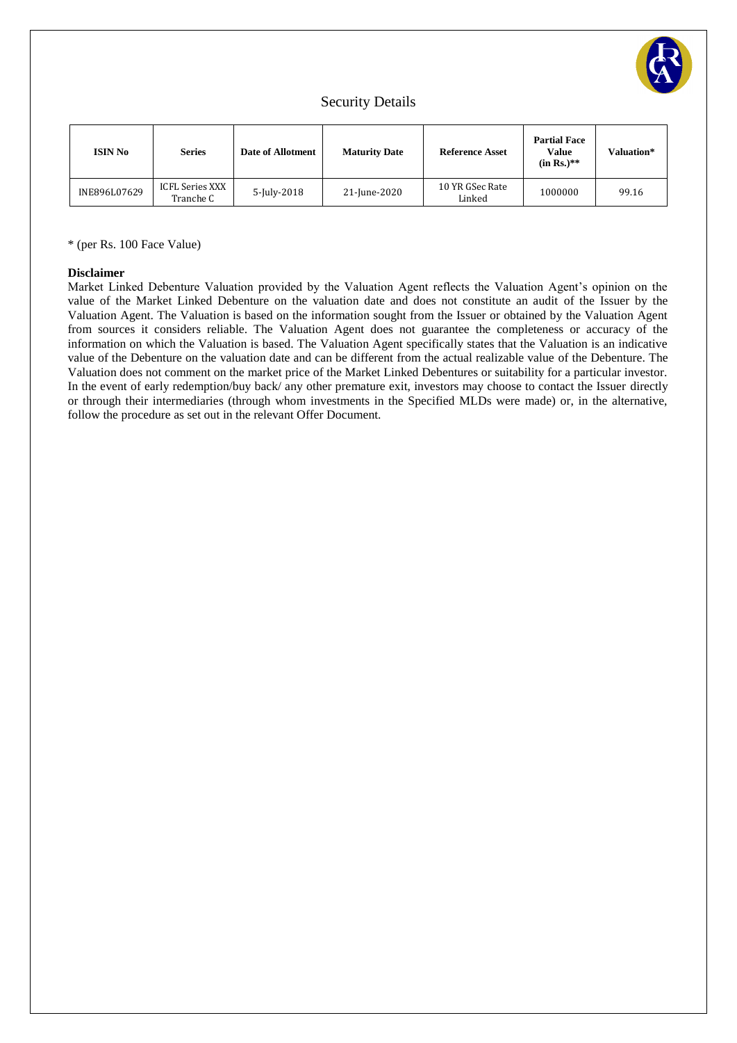## Security Details

| ISIN No | Series | Date of Allotment | Maturity Date | Reference Asset | Partial Face Value (in Rs.)** | Valuation* |
|---|---|---|---|---|---|---|
| INE896L07629 | ICFL Series XXX Tranche C | 5-July-2018 | 21-June-2020 | 10 YR GSec Rate Linked | 1000000 | 99.16 |

* (per Rs. 100 Face Value)

**Disclaimer**

Market Linked Debenture Valuation provided by the Valuation Agent reflects the Valuation Agent's opinion on the value of the Market Linked Debenture on the valuation date and does not constitute an audit of the Issuer by the Valuation Agent. The Valuation is based on the information sought from the Issuer or obtained by the Valuation Agent from sources it considers reliable. The Valuation Agent does not guarantee the completeness or accuracy of the information on which the Valuation is based. The Valuation Agent specifically states that the Valuation is an indicative value of the Debenture on the valuation date and can be different from the actual realizable value of the Debenture. The Valuation does not comment on the market price of the Market Linked Debentures or suitability for a particular investor. In the event of early redemption/buy back/ any other premature exit, investors may choose to contact the Issuer directly or through their intermediaries (through whom investments in the Specified MLDs were made) or, in the alternative, follow the procedure as set out in the relevant Offer Document.